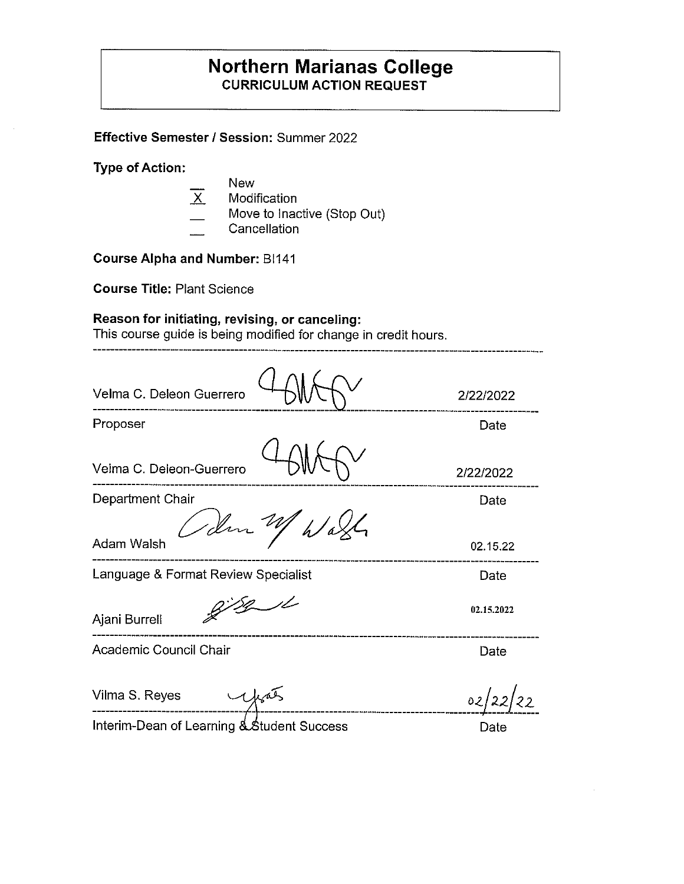# Northern Marianas College

## CURRICULUM ACTION REQUEST

**Effective Semester / Session:** Summer 2022

**Type of Action:**

- ___ New
- _X_ Modification
- ___ Move to Inactive (Stop Out)
- ___ Cancellation

**Course Alpha and Number:** BI141

**Course Title:** Plant Science

**Reason for initiating, revising, or canceling:**
This course guide is being modified for change in credit hours.

---

| Name | Date |
|---|---|
| Velma C. Deleon Guerrero | 2/22/2022 |
| Proposer | Date |
| Velma C. Deleon-Guerrero | 2/22/2022 |
| Department Chair | Date |
| Adam Walsh | 02.15.22 |
| Language & Format Review Specialist | Date |
| Ajani Burrell | 02.15.2022 |
| Academic Council Chair | Date |
| Vilma S. Reyes | 02/22/22 |
| Interim-Dean of Learning & Student Success | Date |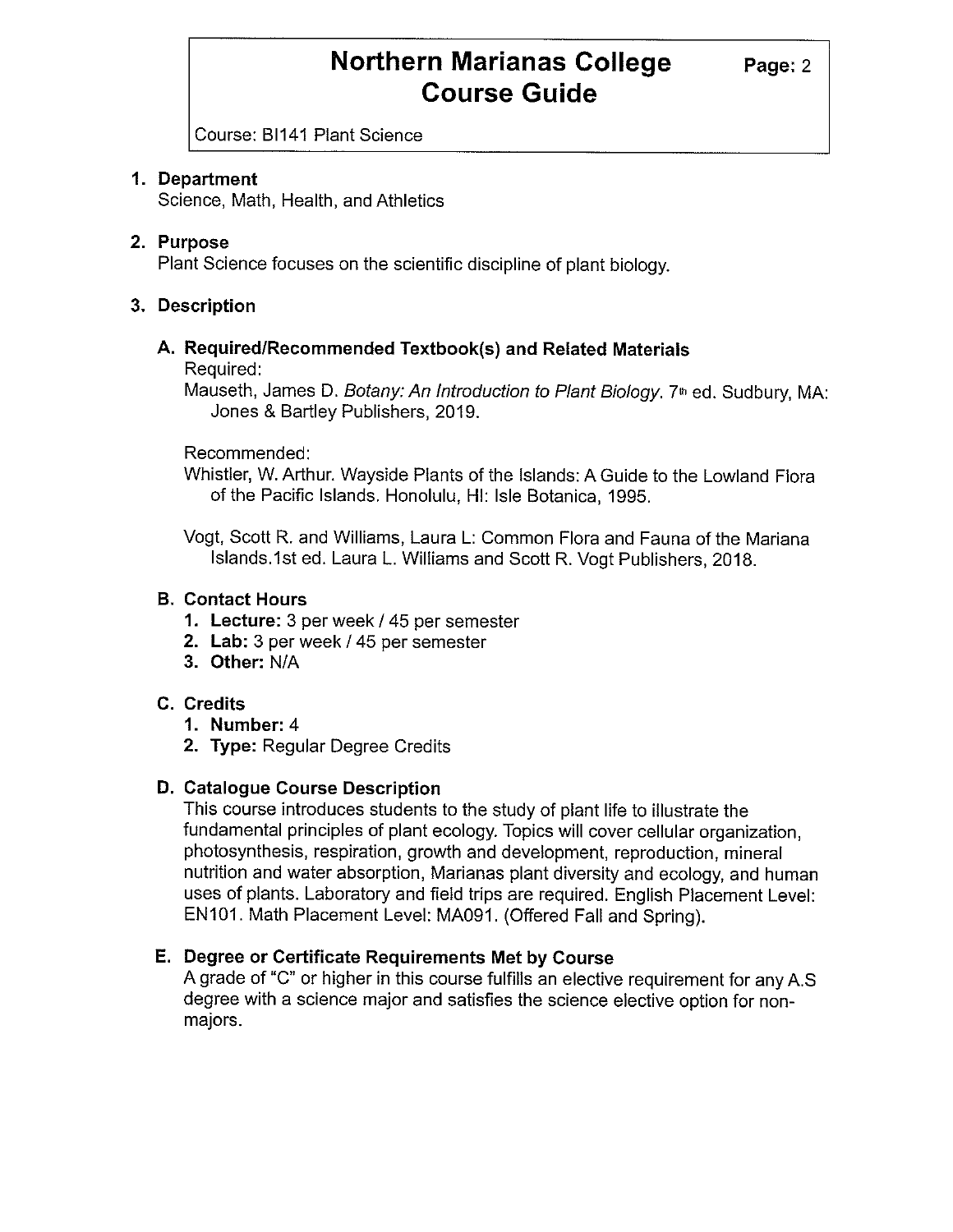# Northern Marianas College Course Guide

Course: BI141 Plant Science

## 1. Department

Science, Math, Health, and Athletics

## 2. Purpose

Plant Science focuses on the scientific discipline of plant biology.

## 3. Description

### A. Required/Recommended Textbook(s) and Related Materials

Required:

Mauseth, James D. *Botany: An Introduction to Plant Biology*. 7th ed. Sudbury, MA: Jones & Bartley Publishers, 2019.

Recommended:

Whistler, W. Arthur. Wayside Plants of the Islands: A Guide to the Lowland Flora of the Pacific Islands. Honolulu, HI: Isle Botanica, 1995.

Vogt, Scott R. and Williams, Laura L: Common Flora and Fauna of the Mariana Islands.1st ed. Laura L. Williams and Scott R. Vogt Publishers, 2018.

### B. Contact Hours

1. **Lecture:** 3 per week / 45 per semester
2. **Lab:** 3 per week / 45 per semester
3. **Other:** N/A

### C. Credits

1. **Number:** 4
2. **Type:** Regular Degree Credits

### D. Catalogue Course Description

This course introduces students to the study of plant life to illustrate the fundamental principles of plant ecology. Topics will cover cellular organization, photosynthesis, respiration, growth and development, reproduction, mineral nutrition and water absorption, Marianas plant diversity and ecology, and human uses of plants. Laboratory and field trips are required. English Placement Level: EN101. Math Placement Level: MA091. (Offered Fall and Spring).

### E. Degree or Certificate Requirements Met by Course

A grade of "C" or higher in this course fulfills an elective requirement for any A.S degree with a science major and satisfies the science elective option for non-majors.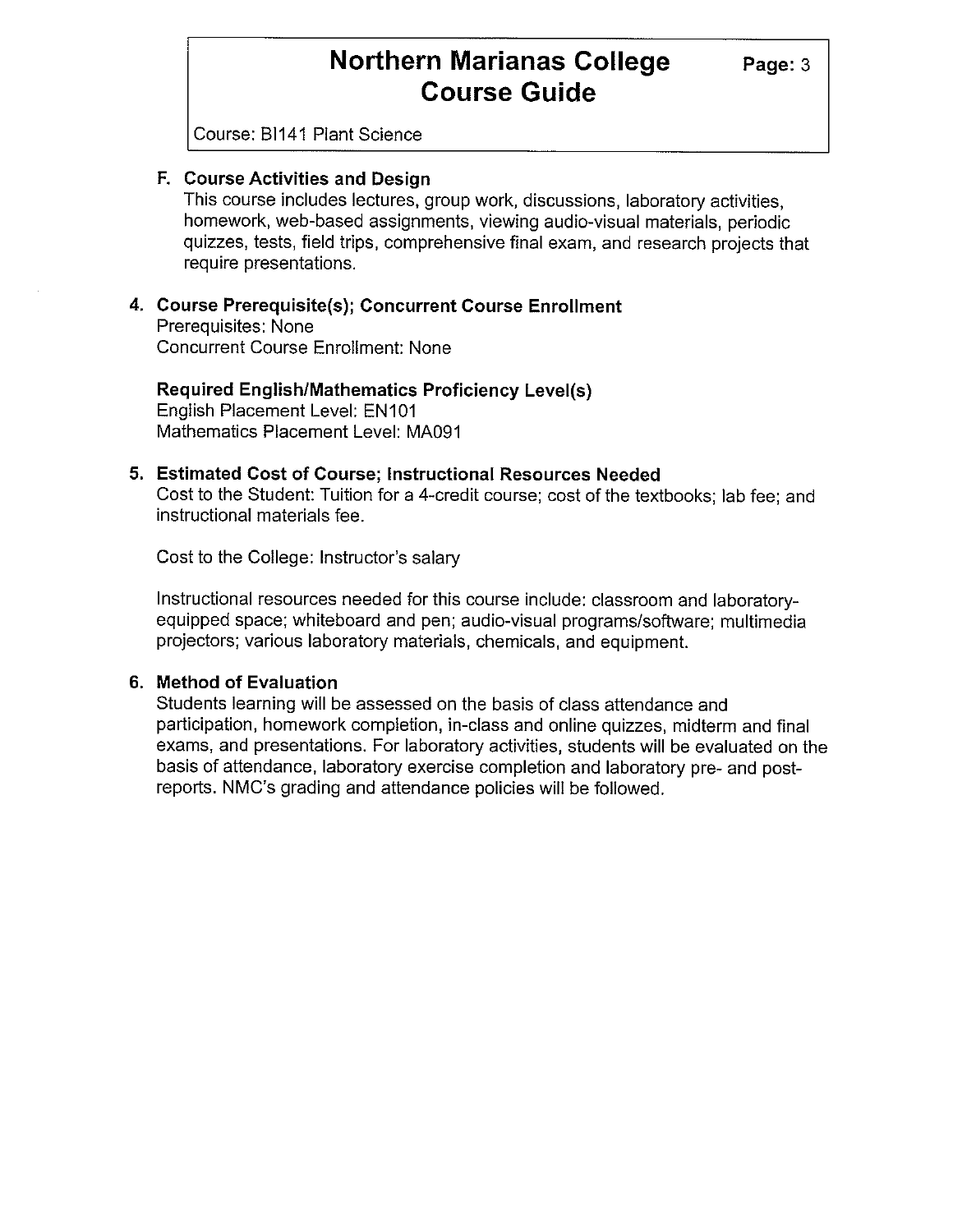### F. Course Activities and Design

This course includes lectures, group work, discussions, laboratory activities, homework, web-based assignments, viewing audio-visual materials, periodic quizzes, tests, field trips, comprehensive final exam, and research projects that require presentations.

## 4. Course Prerequisite(s); Concurrent Course Enrollment

Prerequisites: None
Concurrent Course Enrollment: None

**Required English/Mathematics Proficiency Level(s)**

English Placement Level: EN101
Mathematics Placement Level: MA091

## 5. Estimated Cost of Course; Instructional Resources Needed

Cost to the Student: Tuition for a 4-credit course; cost of the textbooks; lab fee; and instructional materials fee.

Cost to the College: Instructor's salary

Instructional resources needed for this course include: classroom and laboratory-equipped space; whiteboard and pen; audio-visual programs/software; multimedia projectors; various laboratory materials, chemicals, and equipment.

## 6. Method of Evaluation

Students learning will be assessed on the basis of class attendance and participation, homework completion, in-class and online quizzes, midterm and final exams, and presentations. For laboratory activities, students will be evaluated on the basis of attendance, laboratory exercise completion and laboratory pre- and post-reports. NMC's grading and attendance policies will be followed.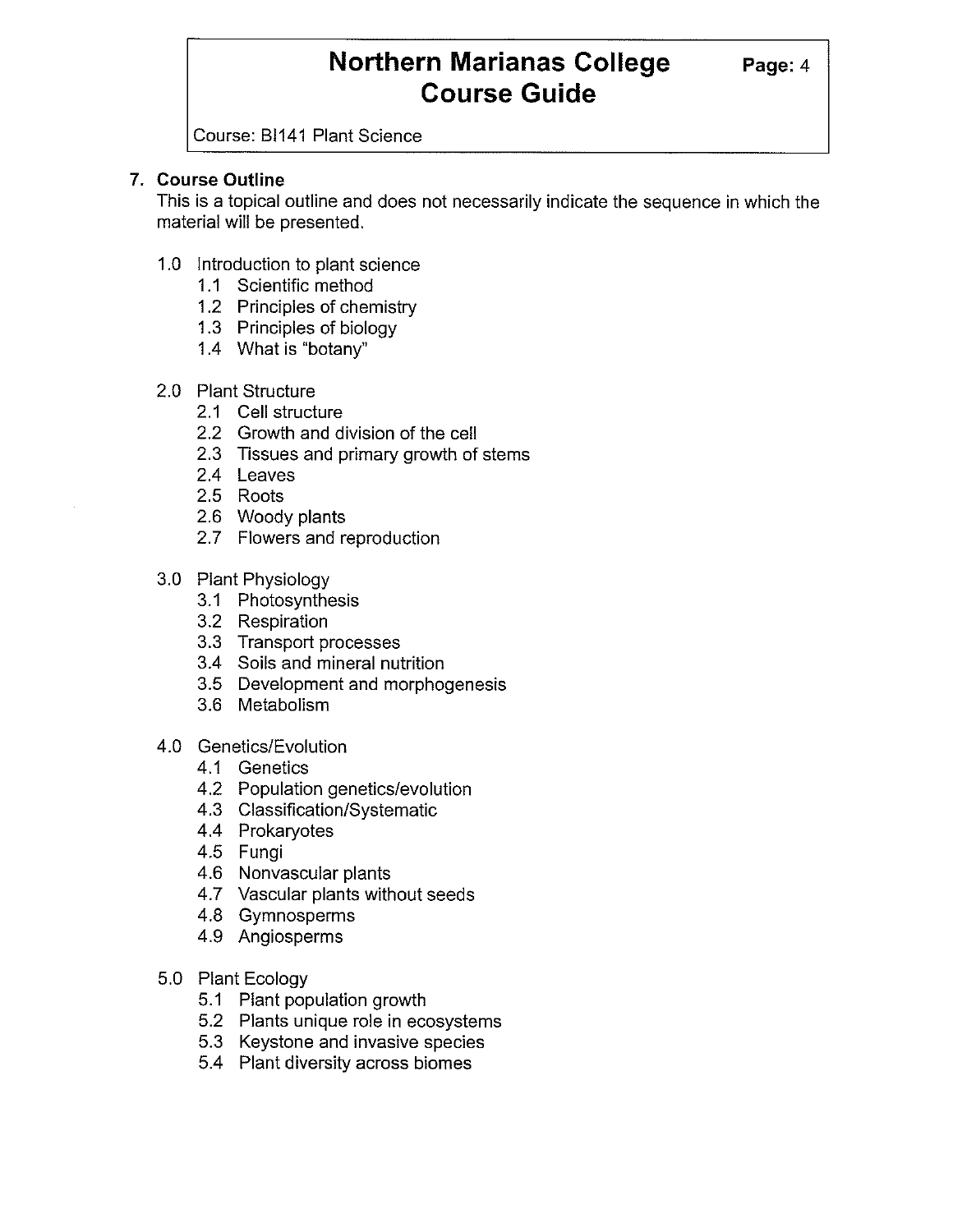## 7. Course Outline

This is a topical outline and does not necessarily indicate the sequence in which the material will be presented.

- 1.0 Introduction to plant science
  - 1.1 Scientific method
  - 1.2 Principles of chemistry
  - 1.3 Principles of biology
  - 1.4 What is "botany"
- 2.0 Plant Structure
  - 2.1 Cell structure
  - 2.2 Growth and division of the cell
  - 2.3 Tissues and primary growth of stems
  - 2.4 Leaves
  - 2.5 Roots
  - 2.6 Woody plants
  - 2.7 Flowers and reproduction
- 3.0 Plant Physiology
  - 3.1 Photosynthesis
  - 3.2 Respiration
  - 3.3 Transport processes
  - 3.4 Soils and mineral nutrition
  - 3.5 Development and morphogenesis
  - 3.6 Metabolism
- 4.0 Genetics/Evolution
  - 4.1 Genetics
  - 4.2 Population genetics/evolution
  - 4.3 Classification/Systematic
  - 4.4 Prokaryotes
  - 4.5 Fungi
  - 4.6 Nonvascular plants
  - 4.7 Vascular plants without seeds
  - 4.8 Gymnosperms
  - 4.9 Angiosperms
- 5.0 Plant Ecology
  - 5.1 Plant population growth
  - 5.2 Plants unique role in ecosystems
  - 5.3 Keystone and invasive species
  - 5.4 Plant diversity across biomes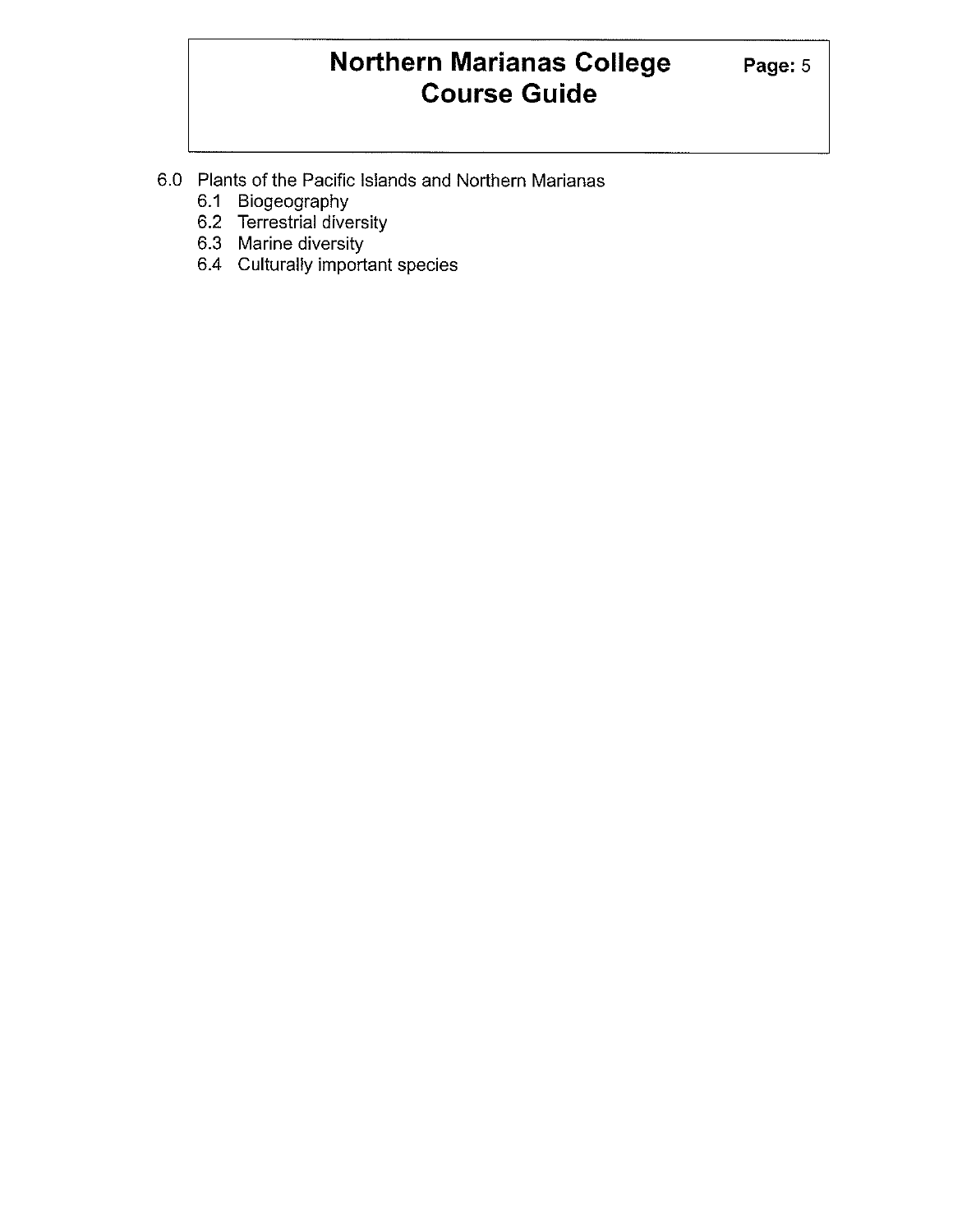6.0 Plants of the Pacific Islands and Northern Marianas
  - 6.1 Biogeography
  - 6.2 Terrestrial diversity
  - 6.3 Marine diversity
  - 6.4 Culturally important species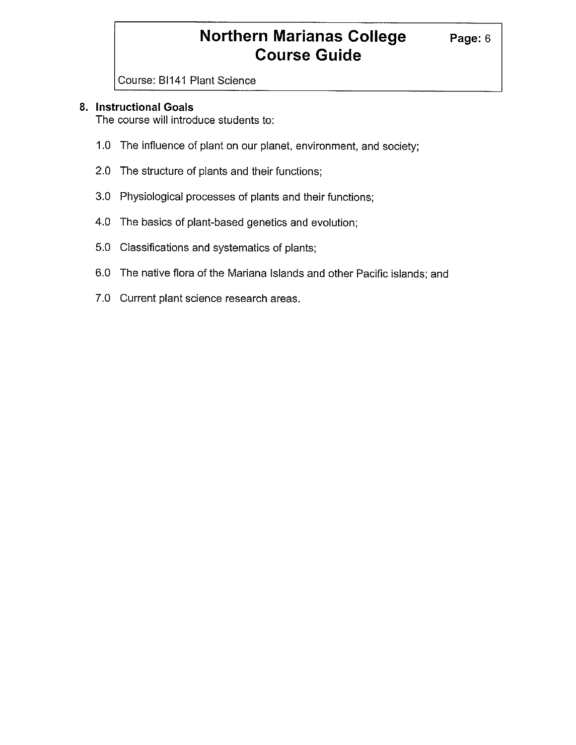## 8. Instructional Goals

The course will introduce students to:

1.0 The influence of plant on our planet, environment, and society;

2.0 The structure of plants and their functions;

3.0 Physiological processes of plants and their functions;

4.0 The basics of plant-based genetics and evolution;

5.0 Classifications and systematics of plants;

6.0 The native flora of the Mariana Islands and other Pacific islands; and

7.0 Current plant science research areas.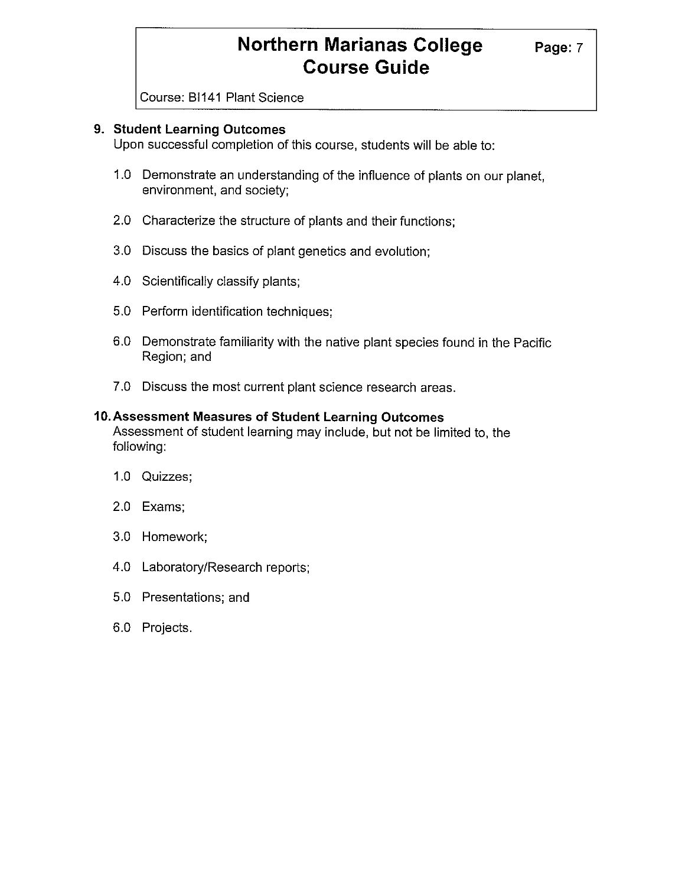## 9. Student Learning Outcomes

Upon successful completion of this course, students will be able to:

1.0 Demonstrate an understanding of the influence of plants on our planet, environment, and society;

2.0 Characterize the structure of plants and their functions;

3.0 Discuss the basics of plant genetics and evolution;

4.0 Scientifically classify plants;

5.0 Perform identification techniques;

6.0 Demonstrate familiarity with the native plant species found in the Pacific Region; and

7.0 Discuss the most current plant science research areas.

## 10. Assessment Measures of Student Learning Outcomes

Assessment of student learning may include, but not be limited to, the following:

1.0 Quizzes;

2.0 Exams;

3.0 Homework;

4.0 Laboratory/Research reports;

5.0 Presentations; and

6.0 Projects.